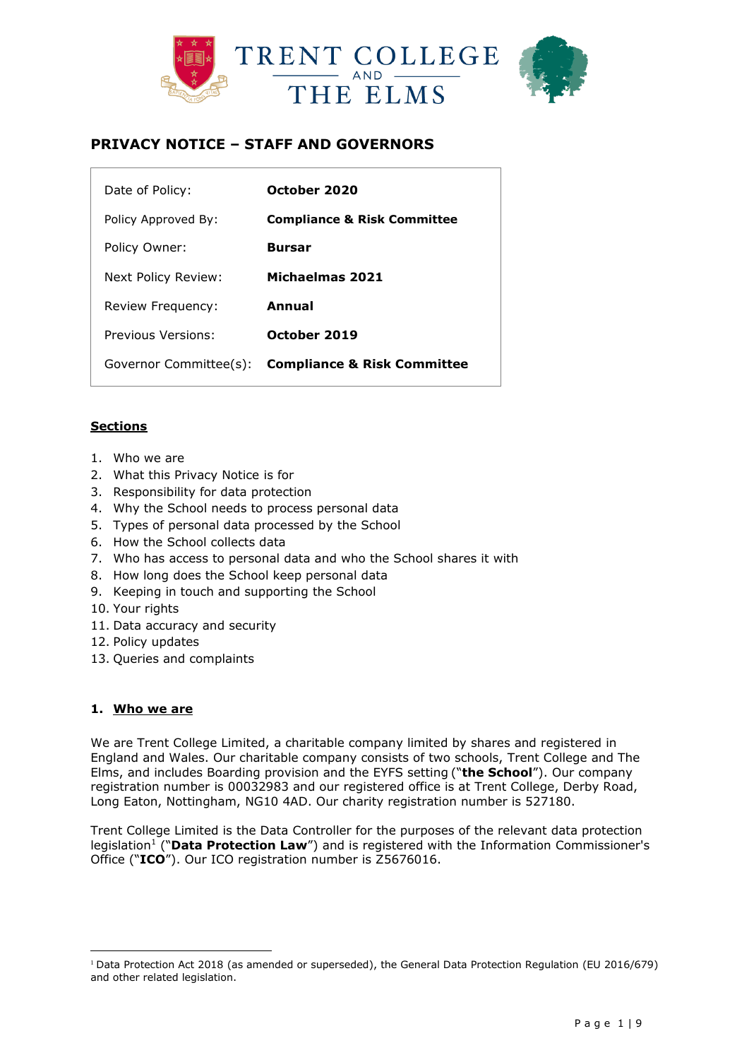# PRIVACY NOTICE – STAFF AND GOVERNORS

| | |
|---|---|
| Date of Policy: | **October 2020** |
| Policy Approved By: | **Compliance & Risk Committee** |
| Policy Owner: | **Bursar** |
| Next Policy Review: | **Michaelmas 2021** |
| Review Frequency: | **Annual** |
| Previous Versions: | **October 2019** |
| Governor Committee(s): | **Compliance & Risk Committee** |

**Sections**

1. Who we are
2. What this Privacy Notice is for
3. Responsibility for data protection
4. Why the School needs to process personal data
5. Types of personal data processed by the School
6. How the School collects data
7. Who has access to personal data and who the School shares it with
8. How long does the School keep personal data
9. Keeping in touch and supporting the School
10. Your rights
11. Data accuracy and security
12. Policy updates
13. Queries and complaints

## 1. Who we are

We are Trent College Limited, a charitable company limited by shares and registered in England and Wales. Our charitable company consists of two schools, Trent College and The Elms, and includes Boarding provision and the EYFS setting ("**the School**"). Our company registration number is 00032983 and our registered office is at Trent College, Derby Road, Long Eaton, Nottingham, NG10 4AD. Our charity registration number is 527180.

Trent College Limited is the Data Controller for the purposes of the relevant data protection legislation[1] ("**Data Protection Law**") and is registered with the Information Commissioner's Office ("**ICO**"). Our ICO registration number is Z5676016.

[1] Data Protection Act 2018 (as amended or superseded), the General Data Protection Regulation (EU 2016/679) and other related legislation.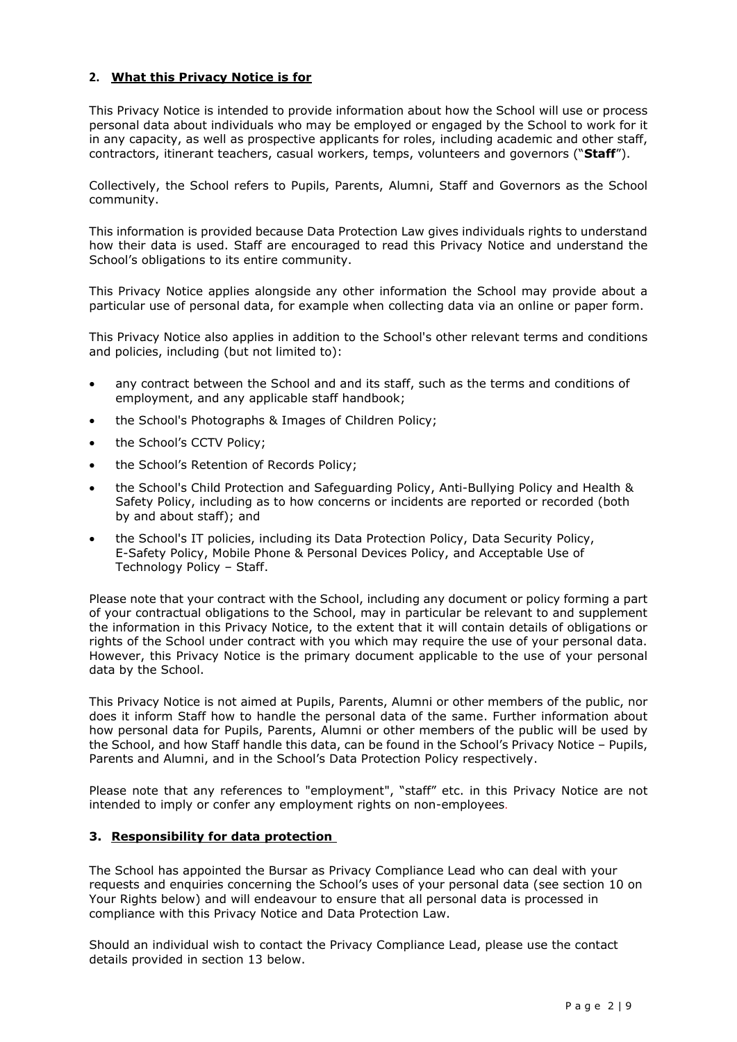## 2. What this Privacy Notice is for

This Privacy Notice is intended to provide information about how the School will use or process personal data about individuals who may be employed or engaged by the School to work for it in any capacity, as well as prospective applicants for roles, including academic and other staff, contractors, itinerant teachers, casual workers, temps, volunteers and governors ("**Staff**").

Collectively, the School refers to Pupils, Parents, Alumni, Staff and Governors as the School community.

This information is provided because Data Protection Law gives individuals rights to understand how their data is used. Staff are encouraged to read this Privacy Notice and understand the School's obligations to its entire community.

This Privacy Notice applies alongside any other information the School may provide about a particular use of personal data, for example when collecting data via an online or paper form.

This Privacy Notice also applies in addition to the School's other relevant terms and conditions and policies, including (but not limited to):

- any contract between the School and and its staff, such as the terms and conditions of employment, and any applicable staff handbook;
- the School's Photographs & Images of Children Policy;
- the School's CCTV Policy;
- the School's Retention of Records Policy;
- the School's Child Protection and Safeguarding Policy, Anti-Bullying Policy and Health & Safety Policy, including as to how concerns or incidents are reported or recorded (both by and about staff); and
- the School's IT policies, including its Data Protection Policy, Data Security Policy, E-Safety Policy, Mobile Phone & Personal Devices Policy, and Acceptable Use of Technology Policy – Staff.

Please note that your contract with the School, including any document or policy forming a part of your contractual obligations to the School, may in particular be relevant to and supplement the information in this Privacy Notice, to the extent that it will contain details of obligations or rights of the School under contract with you which may require the use of your personal data. However, this Privacy Notice is the primary document applicable to the use of your personal data by the School.

This Privacy Notice is not aimed at Pupils, Parents, Alumni or other members of the public, nor does it inform Staff how to handle the personal data of the same. Further information about how personal data for Pupils, Parents, Alumni or other members of the public will be used by the School, and how Staff handle this data, can be found in the School's Privacy Notice – Pupils, Parents and Alumni, and in the School's Data Protection Policy respectively.

Please note that any references to "employment", "staff" etc. in this Privacy Notice are not intended to imply or confer any employment rights on non-employees.

## 3. Responsibility for data protection

The School has appointed the Bursar as Privacy Compliance Lead who can deal with your requests and enquiries concerning the School's uses of your personal data (see section 10 on Your Rights below) and will endeavour to ensure that all personal data is processed in compliance with this Privacy Notice and Data Protection Law.

Should an individual wish to contact the Privacy Compliance Lead, please use the contact details provided in section 13 below.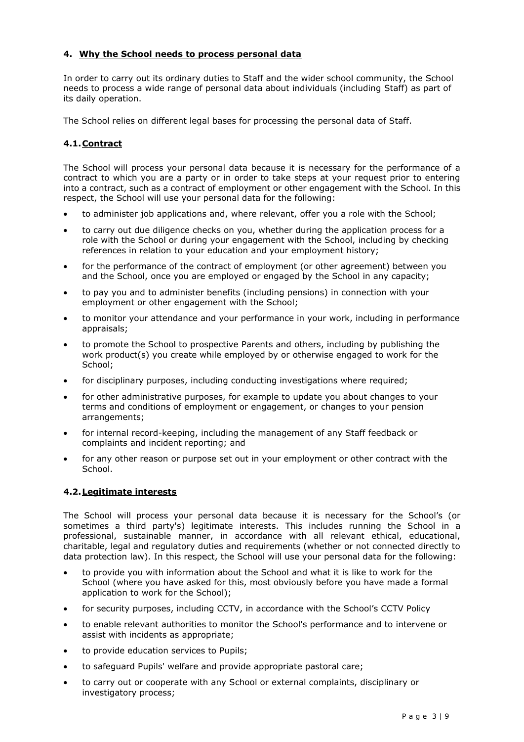## 4. Why the School needs to process personal data

In order to carry out its ordinary duties to Staff and the wider school community, the School needs to process a wide range of personal data about individuals (including Staff) as part of its daily operation.

The School relies on different legal bases for processing the personal data of Staff.

### 4.1. Contract

The School will process your personal data because it is necessary for the performance of a contract to which you are a party or in order to take steps at your request prior to entering into a contract, such as a contract of employment or other engagement with the School. In this respect, the School will use your personal data for the following:

- to administer job applications and, where relevant, offer you a role with the School;
- to carry out due diligence checks on you, whether during the application process for a role with the School or during your engagement with the School, including by checking references in relation to your education and your employment history;
- for the performance of the contract of employment (or other agreement) between you and the School, once you are employed or engaged by the School in any capacity;
- to pay you and to administer benefits (including pensions) in connection with your employment or other engagement with the School;
- to monitor your attendance and your performance in your work, including in performance appraisals;
- to promote the School to prospective Parents and others, including by publishing the work product(s) you create while employed by or otherwise engaged to work for the School;
- for disciplinary purposes, including conducting investigations where required;
- for other administrative purposes, for example to update you about changes to your terms and conditions of employment or engagement, or changes to your pension arrangements;
- for internal record-keeping, including the management of any Staff feedback or complaints and incident reporting; and
- for any other reason or purpose set out in your employment or other contract with the School.

### 4.2. Legitimate interests

The School will process your personal data because it is necessary for the School's (or sometimes a third party's) legitimate interests. This includes running the School in a professional, sustainable manner, in accordance with all relevant ethical, educational, charitable, legal and regulatory duties and requirements (whether or not connected directly to data protection law). In this respect, the School will use your personal data for the following:

- to provide you with information about the School and what it is like to work for the School (where you have asked for this, most obviously before you have made a formal application to work for the School);
- for security purposes, including CCTV, in accordance with the School's CCTV Policy
- to enable relevant authorities to monitor the School's performance and to intervene or assist with incidents as appropriate;
- to provide education services to Pupils;
- to safeguard Pupils' welfare and provide appropriate pastoral care;
- to carry out or cooperate with any School or external complaints, disciplinary or investigatory process;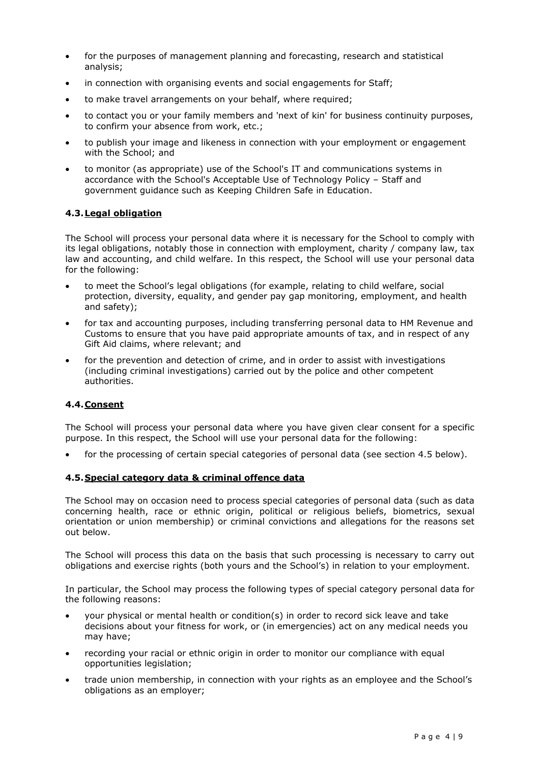- for the purposes of management planning and forecasting, research and statistical analysis;
- in connection with organising events and social engagements for Staff;
- to make travel arrangements on your behalf, where required;
- to contact you or your family members and 'next of kin' for business continuity purposes, to confirm your absence from work, etc.;
- to publish your image and likeness in connection with your employment or engagement with the School; and
- to monitor (as appropriate) use of the School's IT and communications systems in accordance with the School's Acceptable Use of Technology Policy – Staff and government guidance such as Keeping Children Safe in Education.

### 4.3. Legal obligation

The School will process your personal data where it is necessary for the School to comply with its legal obligations, notably those in connection with employment, charity / company law, tax law and accounting, and child welfare. In this respect, the School will use your personal data for the following:

- to meet the School's legal obligations (for example, relating to child welfare, social protection, diversity, equality, and gender pay gap monitoring, employment, and health and safety);
- for tax and accounting purposes, including transferring personal data to HM Revenue and Customs to ensure that you have paid appropriate amounts of tax, and in respect of any Gift Aid claims, where relevant; and
- for the prevention and detection of crime, and in order to assist with investigations (including criminal investigations) carried out by the police and other competent authorities.

### 4.4. Consent

The School will process your personal data where you have given clear consent for a specific purpose. In this respect, the School will use your personal data for the following:

- for the processing of certain special categories of personal data (see section 4.5 below).

### 4.5. Special category data & criminal offence data

The School may on occasion need to process special categories of personal data (such as data concerning health, race or ethnic origin, political or religious beliefs, biometrics, sexual orientation or union membership) or criminal convictions and allegations for the reasons set out below.

The School will process this data on the basis that such processing is necessary to carry out obligations and exercise rights (both yours and the School's) in relation to your employment.

In particular, the School may process the following types of special category personal data for the following reasons:

- your physical or mental health or condition(s) in order to record sick leave and take decisions about your fitness for work, or (in emergencies) act on any medical needs you may have;
- recording your racial or ethnic origin in order to monitor our compliance with equal opportunities legislation;
- trade union membership, in connection with your rights as an employee and the School's obligations as an employer;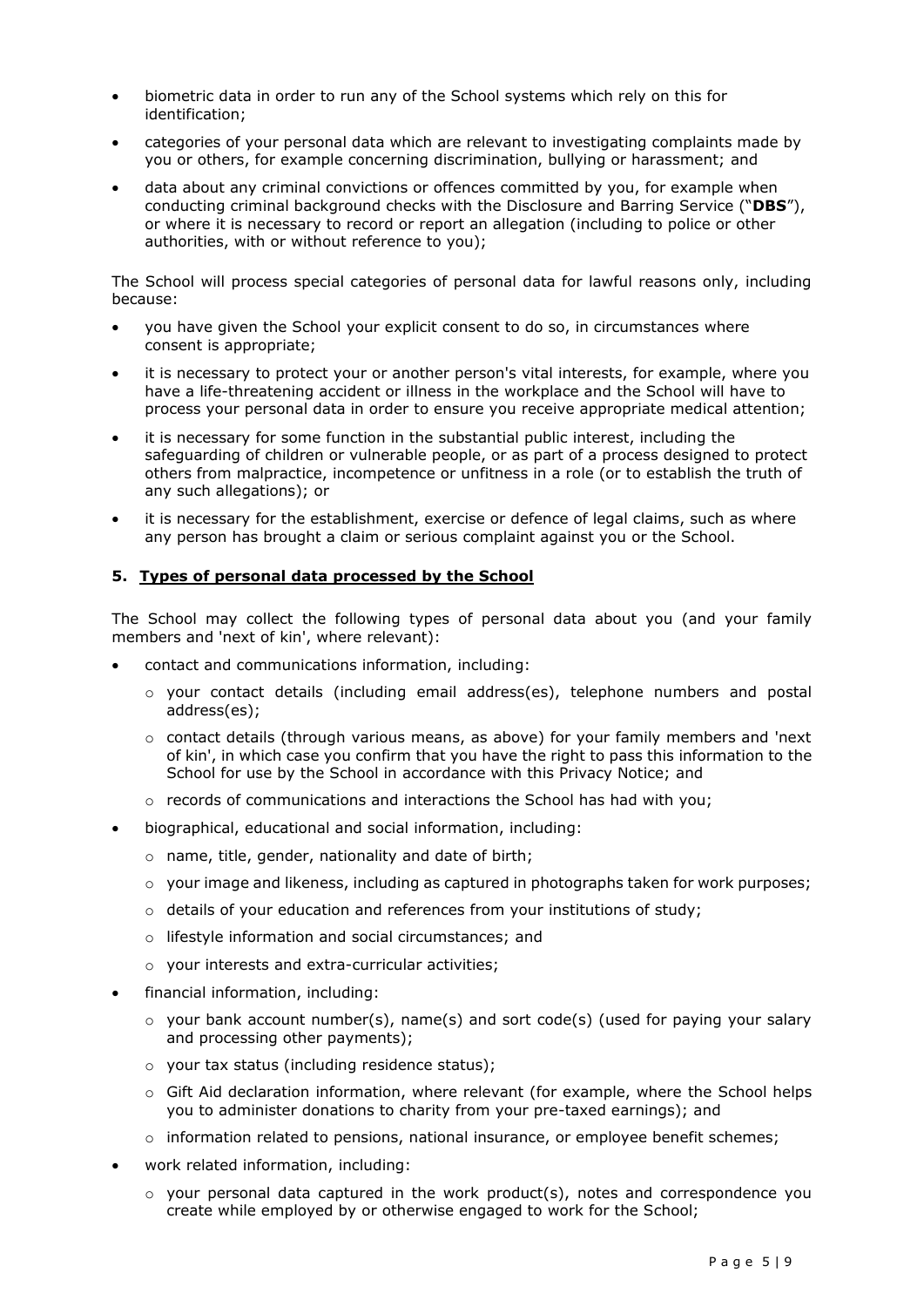- biometric data in order to run any of the School systems which rely on this for identification;
- categories of your personal data which are relevant to investigating complaints made by you or others, for example concerning discrimination, bullying or harassment; and
- data about any criminal convictions or offences committed by you, for example when conducting criminal background checks with the Disclosure and Barring Service ("**DBS**"), or where it is necessary to record or report an allegation (including to police or other authorities, with or without reference to you);

The School will process special categories of personal data for lawful reasons only, including because:

- you have given the School your explicit consent to do so, in circumstances where consent is appropriate;
- it is necessary to protect your or another person's vital interests, for example, where you have a life-threatening accident or illness in the workplace and the School will have to process your personal data in order to ensure you receive appropriate medical attention;
- it is necessary for some function in the substantial public interest, including the safeguarding of children or vulnerable people, or as part of a process designed to protect others from malpractice, incompetence or unfitness in a role (or to establish the truth of any such allegations); or
- it is necessary for the establishment, exercise or defence of legal claims, such as where any person has brought a claim or serious complaint against you or the School.

## 5. Types of personal data processed by the School

The School may collect the following types of personal data about you (and your family members and 'next of kin', where relevant):

- contact and communications information, including:
  - your contact details (including email address(es), telephone numbers and postal address(es);
  - contact details (through various means, as above) for your family members and 'next of kin', in which case you confirm that you have the right to pass this information to the School for use by the School in accordance with this Privacy Notice; and
  - records of communications and interactions the School has had with you;
- biographical, educational and social information, including:
  - name, title, gender, nationality and date of birth;
  - your image and likeness, including as captured in photographs taken for work purposes;
  - details of your education and references from your institutions of study;
  - lifestyle information and social circumstances; and
  - your interests and extra-curricular activities;
- financial information, including:
  - your bank account number(s), name(s) and sort code(s) (used for paying your salary and processing other payments);
  - your tax status (including residence status);
  - Gift Aid declaration information, where relevant (for example, where the School helps you to administer donations to charity from your pre-taxed earnings); and
  - information related to pensions, national insurance, or employee benefit schemes;
- work related information, including:
  - your personal data captured in the work product(s), notes and correspondence you create while employed by or otherwise engaged to work for the School;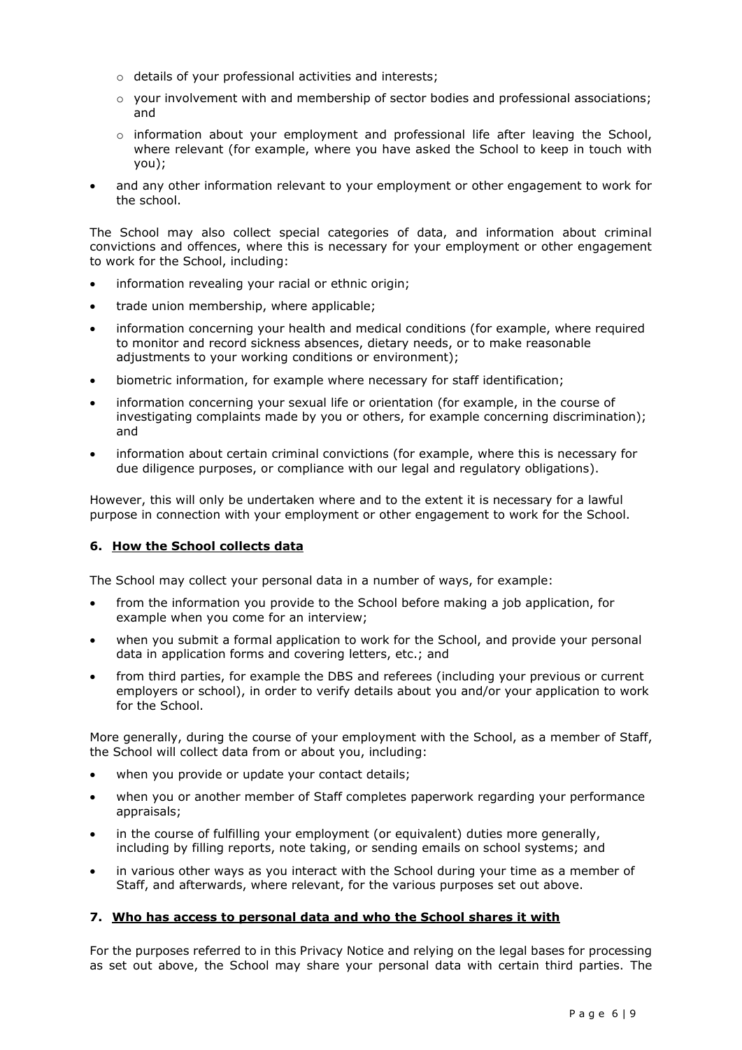- details of your professional activities and interests;
  - your involvement with and membership of sector bodies and professional associations; and
  - information about your employment and professional life after leaving the School, where relevant (for example, where you have asked the School to keep in touch with you);
- and any other information relevant to your employment or other engagement to work for the school.

The School may also collect special categories of data, and information about criminal convictions and offences, where this is necessary for your employment or other engagement to work for the School, including:

- information revealing your racial or ethnic origin;
- trade union membership, where applicable;
- information concerning your health and medical conditions (for example, where required to monitor and record sickness absences, dietary needs, or to make reasonable adjustments to your working conditions or environment);
- biometric information, for example where necessary for staff identification;
- information concerning your sexual life or orientation (for example, in the course of investigating complaints made by you or others, for example concerning discrimination); and
- information about certain criminal convictions (for example, where this is necessary for due diligence purposes, or compliance with our legal and regulatory obligations).

However, this will only be undertaken where and to the extent it is necessary for a lawful purpose in connection with your employment or other engagement to work for the School.

## 6. <u>How the School collects data</u>

The School may collect your personal data in a number of ways, for example:

- from the information you provide to the School before making a job application, for example when you come for an interview;
- when you submit a formal application to work for the School, and provide your personal data in application forms and covering letters, etc.; and
- from third parties, for example the DBS and referees (including your previous or current employers or school), in order to verify details about you and/or your application to work for the School.

More generally, during the course of your employment with the School, as a member of Staff, the School will collect data from or about you, including:

- when you provide or update your contact details;
- when you or another member of Staff completes paperwork regarding your performance appraisals;
- in the course of fulfilling your employment (or equivalent) duties more generally, including by filling reports, note taking, or sending emails on school systems; and
- in various other ways as you interact with the School during your time as a member of Staff, and afterwards, where relevant, for the various purposes set out above.

## 7. <u>Who has access to personal data and who the School shares it with</u>

For the purposes referred to in this Privacy Notice and relying on the legal bases for processing as set out above, the School may share your personal data with certain third parties. The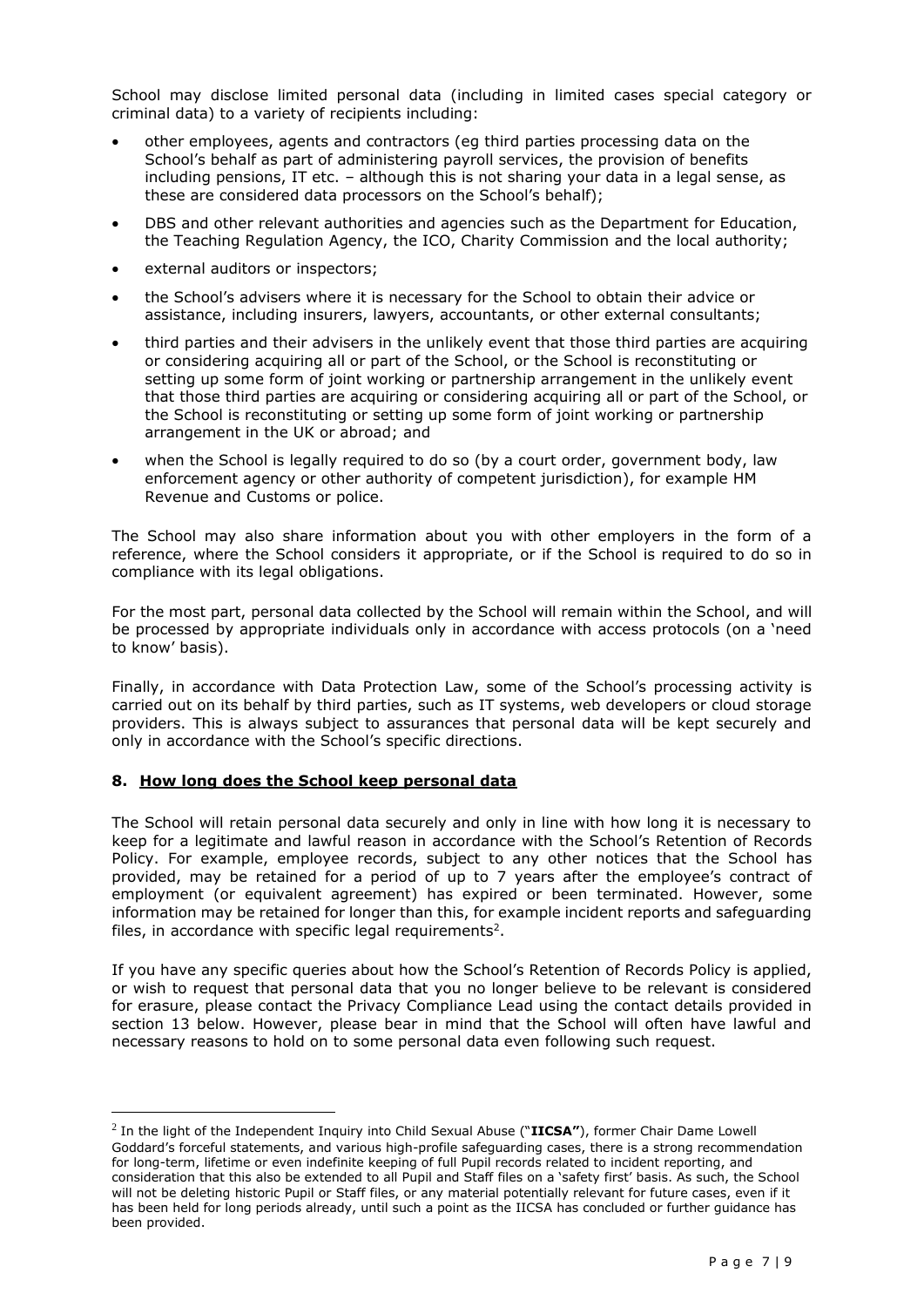School may disclose limited personal data (including in limited cases special category or criminal data) to a variety of recipients including:

- other employees, agents and contractors (eg third parties processing data on the School's behalf as part of administering payroll services, the provision of benefits including pensions, IT etc. – although this is not sharing your data in a legal sense, as these are considered data processors on the School's behalf);
- DBS and other relevant authorities and agencies such as the Department for Education, the Teaching Regulation Agency, the ICO, Charity Commission and the local authority;
- external auditors or inspectors;
- the School's advisers where it is necessary for the School to obtain their advice or assistance, including insurers, lawyers, accountants, or other external consultants;
- third parties and their advisers in the unlikely event that those third parties are acquiring or considering acquiring all or part of the School, or the School is reconstituting or setting up some form of joint working or partnership arrangement in the unlikely event that those third parties are acquiring or considering acquiring all or part of the School, or the School is reconstituting or setting up some form of joint working or partnership arrangement in the UK or abroad; and
- when the School is legally required to do so (by a court order, government body, law enforcement agency or other authority of competent jurisdiction), for example HM Revenue and Customs or police.

The School may also share information about you with other employers in the form of a reference, where the School considers it appropriate, or if the School is required to do so in compliance with its legal obligations.

For the most part, personal data collected by the School will remain within the School, and will be processed by appropriate individuals only in accordance with access protocols (on a 'need to know' basis).

Finally, in accordance with Data Protection Law, some of the School's processing activity is carried out on its behalf by third parties, such as IT systems, web developers or cloud storage providers. This is always subject to assurances that personal data will be kept securely and only in accordance with the School's specific directions.

## 8. How long does the School keep personal data

The School will retain personal data securely and only in line with how long it is necessary to keep for a legitimate and lawful reason in accordance with the School's Retention of Records Policy. For example, employee records, subject to any other notices that the School has provided, may be retained for a period of up to 7 years after the employee's contract of employment (or equivalent agreement) has expired or been terminated. However, some information may be retained for longer than this, for example incident reports and safeguarding files, in accordance with specific legal requirements[2].

If you have any specific queries about how the School's Retention of Records Policy is applied, or wish to request that personal data that you no longer believe to be relevant is considered for erasure, please contact the Privacy Compliance Lead using the contact details provided in section 13 below. However, please bear in mind that the School will often have lawful and necessary reasons to hold on to some personal data even following such request.

---

[2] In the light of the Independent Inquiry into Child Sexual Abuse ("**IICSA"**), former Chair Dame Lowell Goddard's forceful statements, and various high-profile safeguarding cases, there is a strong recommendation for long-term, lifetime or even indefinite keeping of full Pupil records related to incident reporting, and consideration that this also be extended to all Pupil and Staff files on a 'safety first' basis. As such, the School will not be deleting historic Pupil or Staff files, or any material potentially relevant for future cases, even if it has been held for long periods already, until such a point as the IICSA has concluded or further guidance has been provided.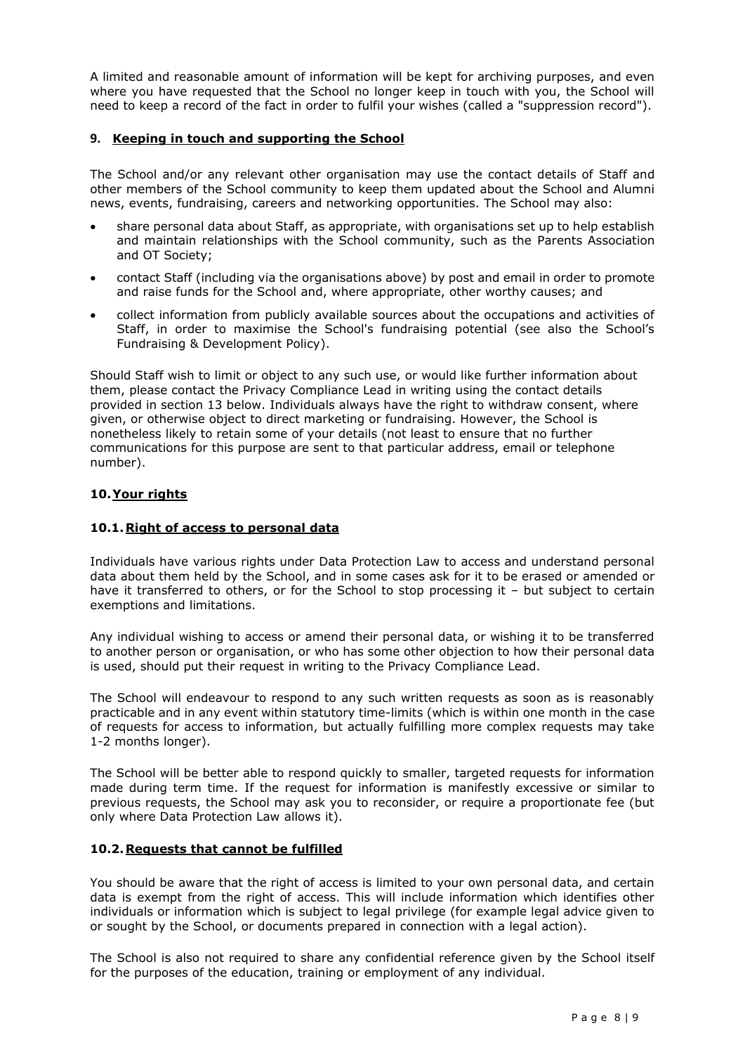A limited and reasonable amount of information will be kept for archiving purposes, and even where you have requested that the School no longer keep in touch with you, the School will need to keep a record of the fact in order to fulfil your wishes (called a "suppression record").

## 9. Keeping in touch and supporting the School

The School and/or any relevant other organisation may use the contact details of Staff and other members of the School community to keep them updated about the School and Alumni news, events, fundraising, careers and networking opportunities. The School may also:

- share personal data about Staff, as appropriate, with organisations set up to help establish and maintain relationships with the School community, such as the Parents Association and OT Society;
- contact Staff (including via the organisations above) by post and email in order to promote and raise funds for the School and, where appropriate, other worthy causes; and
- collect information from publicly available sources about the occupations and activities of Staff, in order to maximise the School's fundraising potential (see also the School's Fundraising & Development Policy).

Should Staff wish to limit or object to any such use, or would like further information about them, please contact the Privacy Compliance Lead in writing using the contact details provided in section 13 below. Individuals always have the right to withdraw consent, where given, or otherwise object to direct marketing or fundraising. However, the School is nonetheless likely to retain some of your details (not least to ensure that no further communications for this purpose are sent to that particular address, email or telephone number).

## 10. Your rights

### 10.1. Right of access to personal data

Individuals have various rights under Data Protection Law to access and understand personal data about them held by the School, and in some cases ask for it to be erased or amended or have it transferred to others, or for the School to stop processing it – but subject to certain exemptions and limitations.

Any individual wishing to access or amend their personal data, or wishing it to be transferred to another person or organisation, or who has some other objection to how their personal data is used, should put their request in writing to the Privacy Compliance Lead.

The School will endeavour to respond to any such written requests as soon as is reasonably practicable and in any event within statutory time-limits (which is within one month in the case of requests for access to information, but actually fulfilling more complex requests may take 1-2 months longer).

The School will be better able to respond quickly to smaller, targeted requests for information made during term time. If the request for information is manifestly excessive or similar to previous requests, the School may ask you to reconsider, or require a proportionate fee (but only where Data Protection Law allows it).

### 10.2. Requests that cannot be fulfilled

You should be aware that the right of access is limited to your own personal data, and certain data is exempt from the right of access. This will include information which identifies other individuals or information which is subject to legal privilege (for example legal advice given to or sought by the School, or documents prepared in connection with a legal action).

The School is also not required to share any confidential reference given by the School itself for the purposes of the education, training or employment of any individual.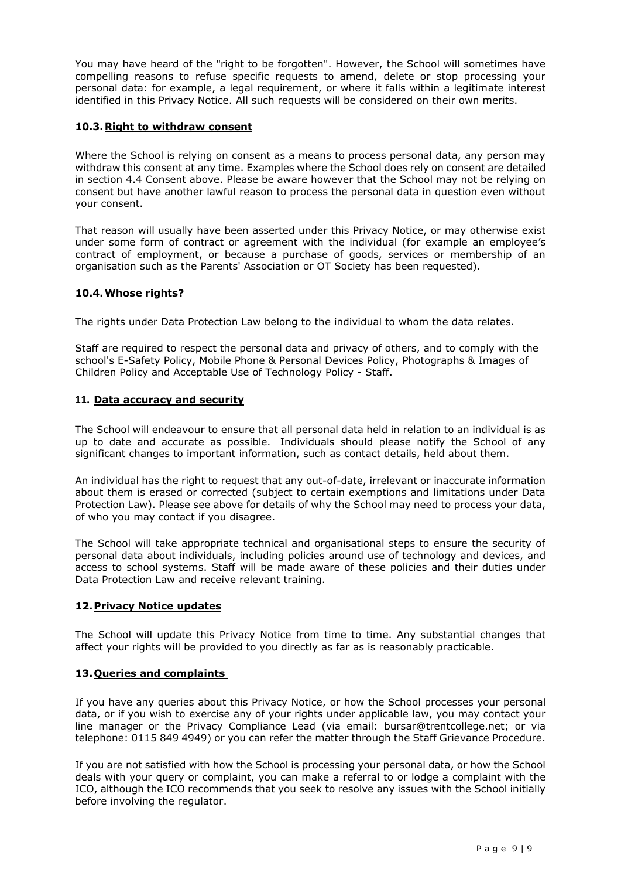You may have heard of the "right to be forgotten". However, the School will sometimes have compelling reasons to refuse specific requests to amend, delete or stop processing your personal data: for example, a legal requirement, or where it falls within a legitimate interest identified in this Privacy Notice. All such requests will be considered on their own merits.

### 10.3. Right to withdraw consent

Where the School is relying on consent as a means to process personal data, any person may withdraw this consent at any time. Examples where the School does rely on consent are detailed in section 4.4 Consent above. Please be aware however that the School may not be relying on consent but have another lawful reason to process the personal data in question even without your consent.

That reason will usually have been asserted under this Privacy Notice, or may otherwise exist under some form of contract or agreement with the individual (for example an employee's contract of employment, or because a purchase of goods, services or membership of an organisation such as the Parents' Association or OT Society has been requested).

### 10.4. Whose rights?

The rights under Data Protection Law belong to the individual to whom the data relates.

Staff are required to respect the personal data and privacy of others, and to comply with the school's E-Safety Policy, Mobile Phone & Personal Devices Policy, Photographs & Images of Children Policy and Acceptable Use of Technology Policy - Staff.

## 11. Data accuracy and security

The School will endeavour to ensure that all personal data held in relation to an individual is as up to date and accurate as possible. Individuals should please notify the School of any significant changes to important information, such as contact details, held about them.

An individual has the right to request that any out-of-date, irrelevant or inaccurate information about them is erased or corrected (subject to certain exemptions and limitations under Data Protection Law). Please see above for details of why the School may need to process your data, of who you may contact if you disagree.

The School will take appropriate technical and organisational steps to ensure the security of personal data about individuals, including policies around use of technology and devices, and access to school systems. Staff will be made aware of these policies and their duties under Data Protection Law and receive relevant training.

## 12. Privacy Notice updates

The School will update this Privacy Notice from time to time. Any substantial changes that affect your rights will be provided to you directly as far as is reasonably practicable.

## 13. Queries and complaints

If you have any queries about this Privacy Notice, or how the School processes your personal data, or if you wish to exercise any of your rights under applicable law, you may contact your line manager or the Privacy Compliance Lead (via email: bursar@trentcollege.net; or via telephone: 0115 849 4949) or you can refer the matter through the Staff Grievance Procedure.

If you are not satisfied with how the School is processing your personal data, or how the School deals with your query or complaint, you can make a referral to or lodge a complaint with the ICO, although the ICO recommends that you seek to resolve any issues with the School initially before involving the regulator.